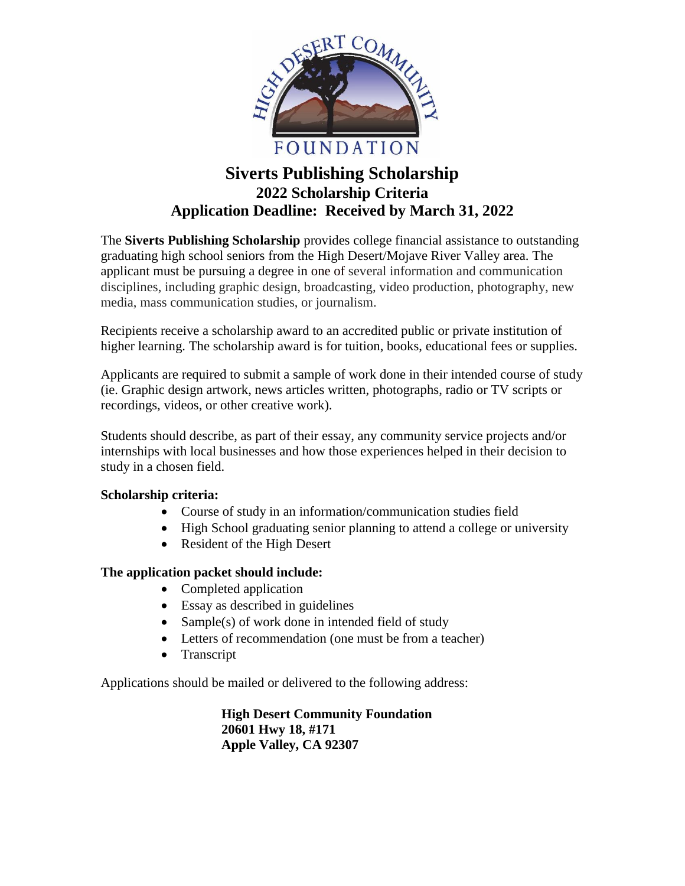HIGH DESERT COMMUNITY FOUNDATION

# Siverts Publishing Scholarship

## 2022 Scholarship Criteria

## Application Deadline: Received by March 31, 2022

The **Siverts Publishing Scholarship** provides college financial assistance to outstanding graduating high school seniors from the High Desert/Mojave River Valley area. The applicant must be pursuing a degree in one of several information and communication disciplines, including graphic design, broadcasting, video production, photography, new media, mass communication studies, or journalism.

Recipients receive a scholarship award to an accredited public or private institution of higher learning. The scholarship award is for tuition, books, educational fees or supplies.

Applicants are required to submit a sample of work done in their intended course of study (ie. Graphic design artwork, news articles written, photographs, radio or TV scripts or recordings, videos, or other creative work).

Students should describe, as part of their essay, any community service projects and/or internships with local businesses and how those experiences helped in their decision to study in a chosen field.

**Scholarship criteria:**

- Course of study in an information/communication studies field
- High School graduating senior planning to attend a college or university
- Resident of the High Desert

**The application packet should include:**

- Completed application
- Essay as described in guidelines
- Sample(s) of work done in intended field of study
- Letters of recommendation (one must be from a teacher)
- Transcript

Applications should be mailed or delivered to the following address:

**High Desert Community Foundation**
**20601 Hwy 18, #171**
**Apple Valley, CA 92307**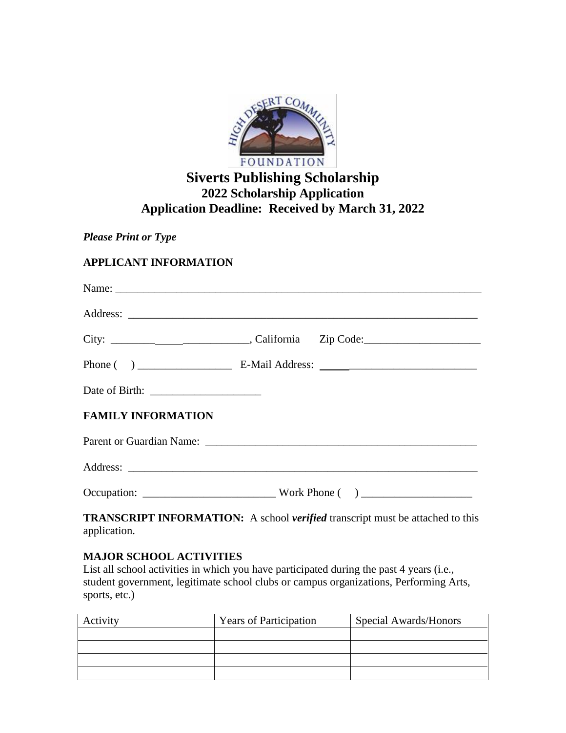# Siverts Publishing Scholarship

## 2022 Scholarship Application

## Application Deadline: Received by March 31, 2022

***Please Print or Type***

**APPLICANT INFORMATION**

Name: ___________________________________________________________________

Address: _________________________________________________________________

City: ______________________, California     Zip Code:_____________________

Phone (    ) _________________  E-Mail Address: _______________________________

Date of Birth: ____________________

**FAMILY INFORMATION**

Parent or Guardian Name: __________________________________________________

Address: _________________________________________________________________

Occupation: ________________________ Work Phone (    ) ____________________

**TRANSCRIPT INFORMATION:** A school ***verified*** transcript must be attached to this application.

**MAJOR SCHOOL ACTIVITIES**
List all school activities in which you have participated during the past 4 years (i.e., student government, legitimate school clubs or campus organizations, Performing Arts, sports, etc.)

| Activity | Years of Participation | Special Awards/Honors |
|---|---|---|
| | | |
| | | |
| | | |
| | | |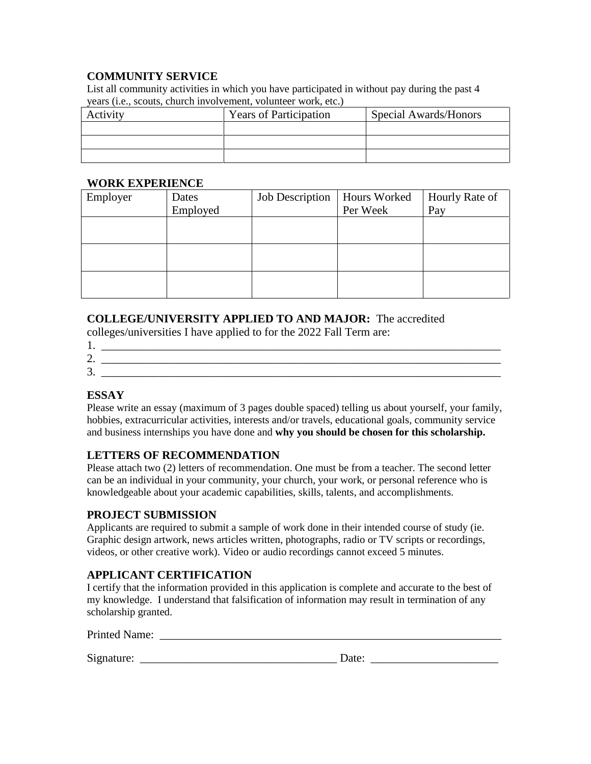**COMMUNITY SERVICE**

List all community activities in which you have participated in without pay during the past 4 years (i.e., scouts, church involvement, volunteer work, etc.)

| Activity | Years of Participation | Special Awards/Honors |
|---|---|---|
| | | |
| | | |
| | | |

**WORK EXPERIENCE**

| Employer | Dates Employed | Job Description | Hours Worked Per Week | Hourly Rate of Pay |
|---|---|---|---|---|
| | | | | |
| | | | | |
| | | | | |

**COLLEGE/UNIVERSITY APPLIED TO AND MAJOR:** The accredited colleges/universities I have applied to for the 2022 Fall Term are:

1. ___________________________________________________________________________
2. ___________________________________________________________________________
3. ___________________________________________________________________________

**ESSAY**

Please write an essay (maximum of 3 pages double spaced) telling us about yourself, your family, hobbies, extracurricular activities, interests and/or travels, educational goals, community service and business internships you have done and **why you should be chosen for this scholarship.**

**LETTERS OF RECOMMENDATION**

Please attach two (2) letters of recommendation. One must be from a teacher. The second letter can be an individual in your community, your church, your work, or personal reference who is knowledgeable about your academic capabilities, skills, talents, and accomplishments.

**PROJECT SUBMISSION**

Applicants are required to submit a sample of work done in their intended course of study (ie. Graphic design artwork, news articles written, photographs, radio or TV scripts or recordings, videos, or other creative work). Video or audio recordings cannot exceed 5 minutes.

**APPLICANT CERTIFICATION**

I certify that the information provided in this application is complete and accurate to the best of my knowledge. I understand that falsification of information may result in termination of any scholarship granted.

Printed Name: ________________________________________________________________

Signature: __________________________________ Date: ______________________